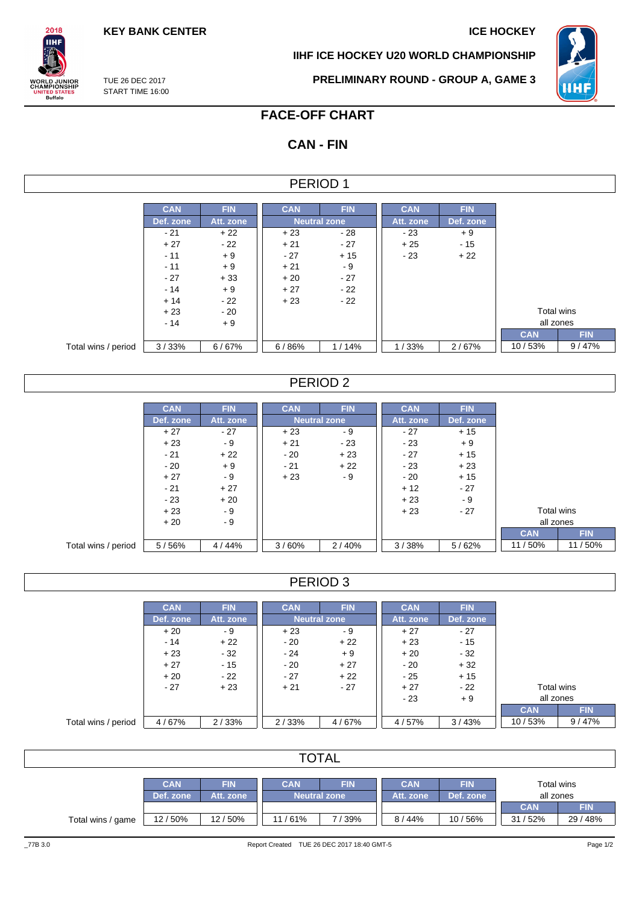KEY BANK CENTER

ICE HOCKEY

IIHF ICE HOCKEY U20 WORLD CHAMPIONSHIP

TUE 26 DEC 2017
START TIME 16:00

PRELIMINARY ROUND - GROUP A, GAME 3

# FACE-OFF CHART

## CAN - FIN

### PERIOD 1

| | CAN | FIN | CAN | FIN | CAN | FIN | | |
|---|---|---|---|---|---|---|---|---|
| | Def. zone | Att. zone | Neutral zone | | Att. zone | Def. zone | | |
| | - 21 | + 22 | + 23 | - 28 | - 23 | + 9 | | |
| | + 27 | - 22 | + 21 | - 27 | + 25 | - 15 | | |
| | - 11 | + 9 | - 27 | + 15 | - 23 | + 22 | | |
| | - 11 | + 9 | + 21 | - 9 | | | | |
| | - 27 | + 33 | + 20 | - 27 | | | | |
| | - 14 | + 9 | + 27 | - 22 | | | | |
| | + 14 | - 22 | + 23 | - 22 | | | | |
| | + 23 | - 20 | | | | | Total wins all zones | |
| | - 14 | + 9 | | | | | CAN | FIN |
| Total wins / period | 3 / 33% | 6 / 67% | 6 / 86% | 1 / 14% | 1 / 33% | 2 / 67% | 10 / 53% | 9 / 47% |

### PERIOD 2

| | CAN | FIN | CAN | FIN | CAN | FIN | | |
|---|---|---|---|---|---|---|---|---|
| | Def. zone | Att. zone | Neutral zone | | Att. zone | Def. zone | | |
| | + 27 | - 27 | + 23 | - 9 | - 27 | + 15 | | |
| | + 23 | - 9 | + 21 | - 23 | - 23 | + 9 | | |
| | - 21 | + 22 | - 20 | + 23 | - 27 | + 15 | | |
| | - 20 | + 9 | - 21 | + 22 | - 23 | + 23 | | |
| | + 27 | - 9 | + 23 | - 9 | - 20 | + 15 | | |
| | - 21 | + 27 | | | + 12 | - 27 | | |
| | - 23 | + 20 | | | + 23 | - 9 | | |
| | + 23 | - 9 | | | + 23 | - 27 | Total wins all zones | |
| | + 20 | - 9 | | | | | CAN | FIN |
| Total wins / period | 5 / 56% | 4 / 44% | 3 / 60% | 2 / 40% | 3 / 38% | 5 / 62% | 11 / 50% | 11 / 50% |

### PERIOD 3

| | CAN | FIN | CAN | FIN | CAN | FIN | | |
|---|---|---|---|---|---|---|---|---|
| | Def. zone | Att. zone | Neutral zone | | Att. zone | Def. zone | | |
| | + 20 | - 9 | + 23 | - 9 | + 27 | - 27 | | |
| | - 14 | + 22 | - 20 | + 22 | + 23 | - 15 | | |
| | + 23 | - 32 | - 24 | + 9 | + 20 | - 32 | | |
| | + 27 | - 15 | - 20 | + 27 | - 20 | + 32 | | |
| | + 20 | - 22 | - 27 | + 22 | - 25 | + 15 | | |
| | - 27 | + 23 | + 21 | - 27 | + 27 | - 22 | Total wins all zones | |
| | | | | | - 23 | + 9 | CAN | FIN |
| Total wins / period | 4 / 67% | 2 / 33% | 2 / 33% | 4 / 67% | 4 / 57% | 3 / 43% | 10 / 53% | 9 / 47% |

### TOTAL

| | CAN | FIN | CAN | FIN | CAN | FIN | Total wins all zones | |
|---|---|---|---|---|---|---|---|---|
| | Def. zone | Att. zone | Neutral zone | | Att. zone | Def. zone | CAN | FIN |
| Total wins / game | 12 / 50% | 12 / 50% | 11 / 61% | 7 / 39% | 8 / 44% | 10 / 56% | 31 / 52% | 29 / 48% |

_77B 3.0 Report Created TUE 26 DEC 2017 18:40 GMT-5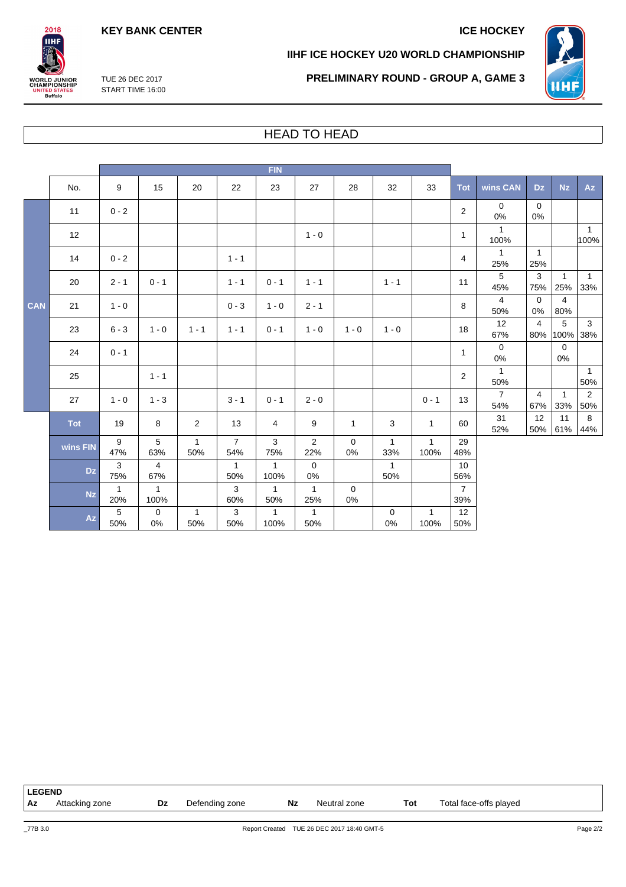KEY BANK CENTER

ICE HOCKEY

IIHF ICE HOCKEY U20 WORLD CHAMPIONSHIP

TUE 26 DEC 2017
START TIME 16:00

PRELIMINARY ROUND - GROUP A, GAME 3

# HEAD TO HEAD

| | | FIN | | | | | | | | | | | | | |
|---|---|---|---|---|---|---|---|---|---|---|---|---|---|---|---|
| | No. | 9 | 15 | 20 | 22 | 23 | 27 | 28 | 32 | 33 | Tot | wins CAN | Dz | Nz | Az |
| CAN | 11 | 0 - 2 | | | | | | | | | 2 | 0 0% | 0 0% | | |
| | 12 | | | | | | 1 - 0 | | | | 1 | 1 100% | | | 1 100% |
| | 14 | 0 - 2 | | | 1 - 1 | | | | | | 4 | 1 25% | 1 25% | | |
| | 20 | 2 - 1 | 0 - 1 | | 1 - 1 | 0 - 1 | 1 - 1 | | 1 - 1 | | 11 | 5 45% | 3 75% | 1 25% | 1 33% |
| | 21 | 1 - 0 | | | 0 - 3 | 1 - 0 | 2 - 1 | | | | 8 | 4 50% | 0 0% | 4 80% | |
| | 23 | 6 - 3 | 1 - 0 | 1 - 1 | 1 - 1 | 0 - 1 | 1 - 0 | 1 - 0 | 1 - 0 | | 18 | 12 67% | 4 80% | 5 100% | 3 38% |
| | 24 | 0 - 1 | | | | | | | | | 1 | 0 0% | | 0 0% | |
| | 25 | | 1 - 1 | | | | | | | | 2 | 1 50% | | | 1 50% |
| | 27 | 1 - 0 | 1 - 3 | | 3 - 1 | 0 - 1 | 2 - 0 | | | 0 - 1 | 13 | 7 54% | 4 67% | 1 33% | 2 50% |
| | Tot | 19 | 8 | 2 | 13 | 4 | 9 | 1 | 3 | 1 | 60 | 31 52% | 12 50% | 11 61% | 8 44% |
| | wins FIN | 9 47% | 5 63% | 1 50% | 7 54% | 3 75% | 2 22% | 0 0% | 1 33% | 1 100% | 29 48% | | | | |
| | Dz | 3 75% | 4 67% | | 1 50% | 1 100% | 0 0% | | 1 50% | | 10 56% | | | | |
| | Nz | 1 20% | 1 100% | | 3 60% | 1 50% | 1 25% | 0 0% | | | 7 39% | | | | |
| | Az | 5 50% | 0 0% | 1 50% | 3 50% | 1 100% | 1 50% | | 0 0% | 1 100% | 12 50% | | | | |

**LEGEND**

| | | | | | | | |
|---|---|---|---|---|---|---|---|
| Az | Attacking zone | Dz | Defending zone | Nz | Neutral zone | Tot | Total face-offs played |

_77B 3.0 Report Created TUE 26 DEC 2017 18:40 GMT-5